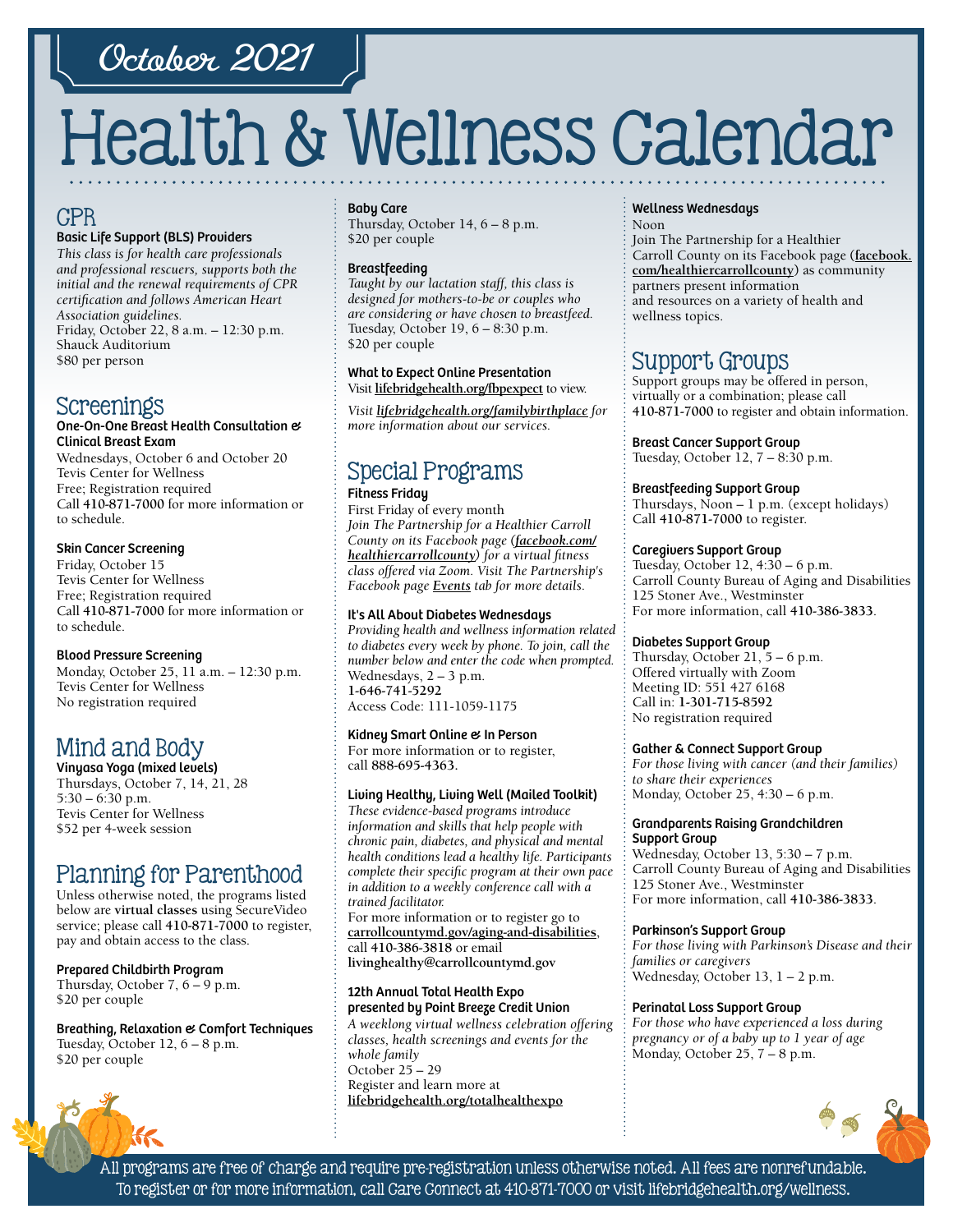# October 2021

# Health & Wellness Calendar

## CPR

### Basic Life Support (BLS) Providers

*This class is for health care professionals and professional rescuers, supports both the initial and the renewal requirements of CPR certification and follows American Heart Association guidelines.*
Friday, October 22, 8 a.m. – 12:30 p.m.
Shauck Auditorium
$80 per person

## Screenings

### One-On-One Breast Health Consultation & Clinical Breast Exam

Wednesdays, October 6 and October 20
Tevis Center for Wellness
Free; Registration required
Call **410-871-7000** for more information or to schedule.

### Skin Cancer Screening

Friday, October 15
Tevis Center for Wellness
Free; Registration required
Call **410-871-7000** for more information or to schedule.

### Blood Pressure Screening

Monday, October 25, 11 a.m. – 12:30 p.m.
Tevis Center for Wellness
No registration required

## Mind and Body

### Vinyasa Yoga (mixed levels)

Thursdays, October 7, 14, 21, 28
5:30 – 6:30 p.m.
Tevis Center for Wellness
$52 per 4-week session

## Planning for Parenthood

Unless otherwise noted, the programs listed below are **virtual classes** using SecureVideo service; please call **410-871-7000** to register, pay and obtain access to the class.

### Prepared Childbirth Program

Thursday, October 7, 6 – 9 p.m.
$20 per couple

### Breathing, Relaxation & Comfort Techniques

Tuesday, October 12, 6 – 8 p.m.
$20 per couple

### Baby Care

Thursday, October 14, 6 – 8 p.m.
$20 per couple

### Breastfeeding

*Taught by our lactation staff, this class is designed for mothers-to-be or couples who are considering or have chosen to breastfeed.*
Tuesday, October 19, 6 – 8:30 p.m.
$20 per couple

### What to Expect Online Presentation

Visit **lifebridgehealth.org/fbpexpect** to view.

*Visit **lifebridgehealth.org/familybirthplace** for more information about our services.*

## Special Programs

### Fitness Friday

First Friday of every month
*Join The Partnership for a Healthier Carroll County on its Facebook page (**facebook.com/healthiercarrollcounty**) for a virtual fitness class offered via Zoom. Visit The Partnership's Facebook page **Events** tab for more details.*

### It's All About Diabetes Wednesdays

*Providing health and wellness information related to diabetes every week by phone. To join, call the number below and enter the code when prompted.*
Wednesdays, 2 – 3 p.m.
**1-646-741-5292**
Access Code: 111-1059-1175

### Kidney Smart Online & In Person

For more information or to register, call **888-695-4363**.

### Living Healthy, Living Well (Mailed Toolkit)

*These evidence-based programs introduce information and skills that help people with chronic pain, diabetes, and physical and mental health conditions lead a healthy life. Participants complete their specific program at their own pace in addition to a weekly conference call with a trained facilitator.*
For more information or to register go to **carrollcountymd.gov/aging-and-disabilities**, call **410-386-3818** or email **livinghealthy@carrollcountymd.gov**

### 12th Annual Total Health Expo presented by Point Breeze Credit Union

*A weeklong virtual wellness celebration offering classes, health screenings and events for the whole family*
October 25 – 29
Register and learn more at **lifebridgehealth.org/totalhealthexpo**

### Wellness Wednesdays

Noon
Join The Partnership for a Healthier Carroll County on its Facebook page (**facebook.com/healthiercarrollcounty**) as community partners present information and resources on a variety of health and wellness topics.

## Support Groups

Support groups may be offered in person, virtually or a combination; please call **410-871-7000** to register and obtain information.

### Breast Cancer Support Group

Tuesday, October 12, 7 – 8:30 p.m.

### Breastfeeding Support Group

Thursdays, Noon – 1 p.m. (except holidays)
Call **410-871-7000** to register.

### Caregivers Support Group

Tuesday, October 12, 4:30 – 6 p.m.
Carroll County Bureau of Aging and Disabilities
125 Stoner Ave., Westminster
For more information, call **410-386-3833**.

### Diabetes Support Group

Thursday, October 21, 5 – 6 p.m.
Offered virtually with Zoom
Meeting ID: 551 427 6168
Call in: **1-301-715-8592**
No registration required

### Gather & Connect Support Group

*For those living with cancer (and their families) to share their experiences*
Monday, October 25, 4:30 – 6 p.m.

### Grandparents Raising Grandchildren Support Group

Wednesday, October 13, 5:30 – 7 p.m.
Carroll County Bureau of Aging and Disabilities
125 Stoner Ave., Westminster
For more information, call **410-386-3833**.

### Parkinson's Support Group

*For those living with Parkinson's Disease and their families or caregivers*
Wednesday, October 13, 1 – 2 p.m.

### Perinatal Loss Support Group

*For those who have experienced a loss during pregnancy or of a baby up to 1 year of age*
Monday, October 25, 7 – 8 p.m.

All programs are free of charge and require pre-registration unless otherwise noted. All fees are nonrefundable.
To register or for more information, call Care Connect at 410-871-7000 or visit lifebridgehealth.org/wellness.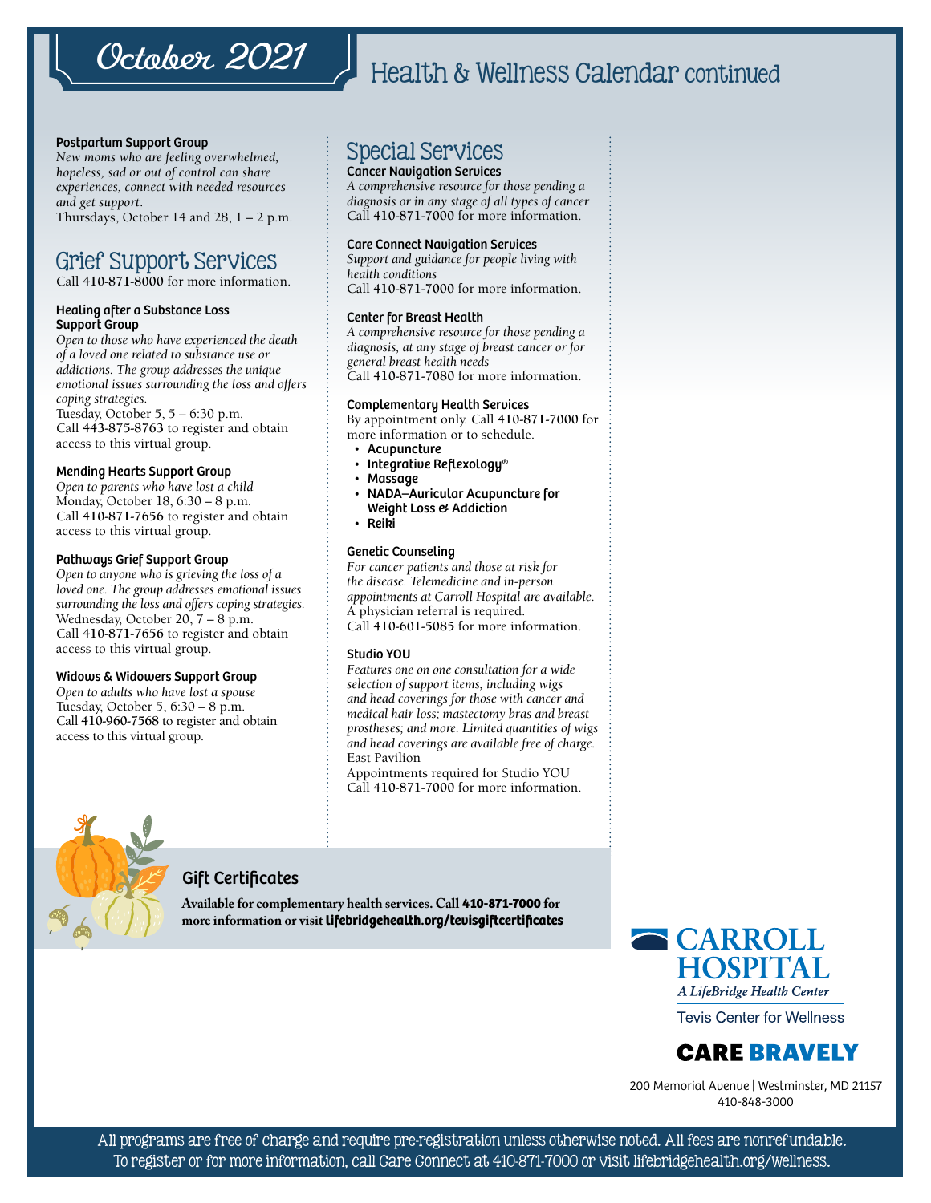# October 2021 Health & Wellness Calendar continued

**Postpartum Support Group**
*New moms who are feeling overwhelmed, hopeless, sad or out of control can share experiences, connect with needed resources and get support.*
Thursdays, October 14 and 28, 1 – 2 p.m.

## Grief Support Services

Call 410-871-8000 for more information.

**Healing after a Substance Loss Support Group**
*Open to those who have experienced the death of a loved one related to substance use or addictions. The group addresses the unique emotional issues surrounding the loss and offers coping strategies.*
Tuesday, October 5, 5 – 6:30 p.m.
Call 443-875-8763 to register and obtain access to this virtual group.

**Mending Hearts Support Group**
*Open to parents who have lost a child*
Monday, October 18, 6:30 – 8 p.m.
Call 410-871-7656 to register and obtain access to this virtual group.

**Pathways Grief Support Group**
*Open to anyone who is grieving the loss of a loved one. The group addresses emotional issues surrounding the loss and offers coping strategies.*
Wednesday, October 20, 7 – 8 p.m.
Call 410-871-7656 to register and obtain access to this virtual group.

**Widows & Widowers Support Group**
*Open to adults who have lost a spouse*
Tuesday, October 5, 6:30 – 8 p.m.
Call 410-960-7568 to register and obtain access to this virtual group.

## Special Services

**Cancer Navigation Services**
*A comprehensive resource for those pending a diagnosis or in any stage of all types of cancer*
Call 410-871-7000 for more information.

**Care Connect Navigation Services**
*Support and guidance for people living with health conditions*
Call 410-871-7000 for more information.

**Center for Breast Health**
*A comprehensive resource for those pending a diagnosis, at any stage of breast cancer or for general breast health needs*
Call 410-871-7080 for more information.

**Complementary Health Services**
By appointment only. Call 410-871-7000 for more information or to schedule.

- **Acupuncture**
- **Integrative Reflexology®**
- **Massage**
- **NADA–Auricular Acupuncture for Weight Loss & Addiction**
- **Reiki**

**Genetic Counseling**
*For cancer patients and those at risk for the disease. Telemedicine and in-person appointments at Carroll Hospital are available.*
A physician referral is required.
Call 410-601-5085 for more information.

**Studio YOU**
*Features one on one consultation for a wide selection of support items, including wigs and head coverings for those with cancer and medical hair loss; mastectomy bras and breast prostheses; and more. Limited quantities of wigs and head coverings are available free of charge.*
East Pavilion
Appointments required for Studio YOU
Call 410-871-7000 for more information.

### Gift Certificates

**Available for complementary health services. Call 410-871-7000 for more information or visit lifebridgehealth.org/tevisgiftcertificates**

CARROLL HOSPITAL
*A LifeBridge Health Center*
Tevis Center for Wellness

CARE BRAVELY

200 Memorial Avenue | Westminster, MD 21157
410-848-3000

All programs are free of charge and require pre-registration unless otherwise noted. All fees are nonrefundable. To register or for more information, call Care Connect at 410-871-7000 or visit lifebridgehealth.org/wellness.